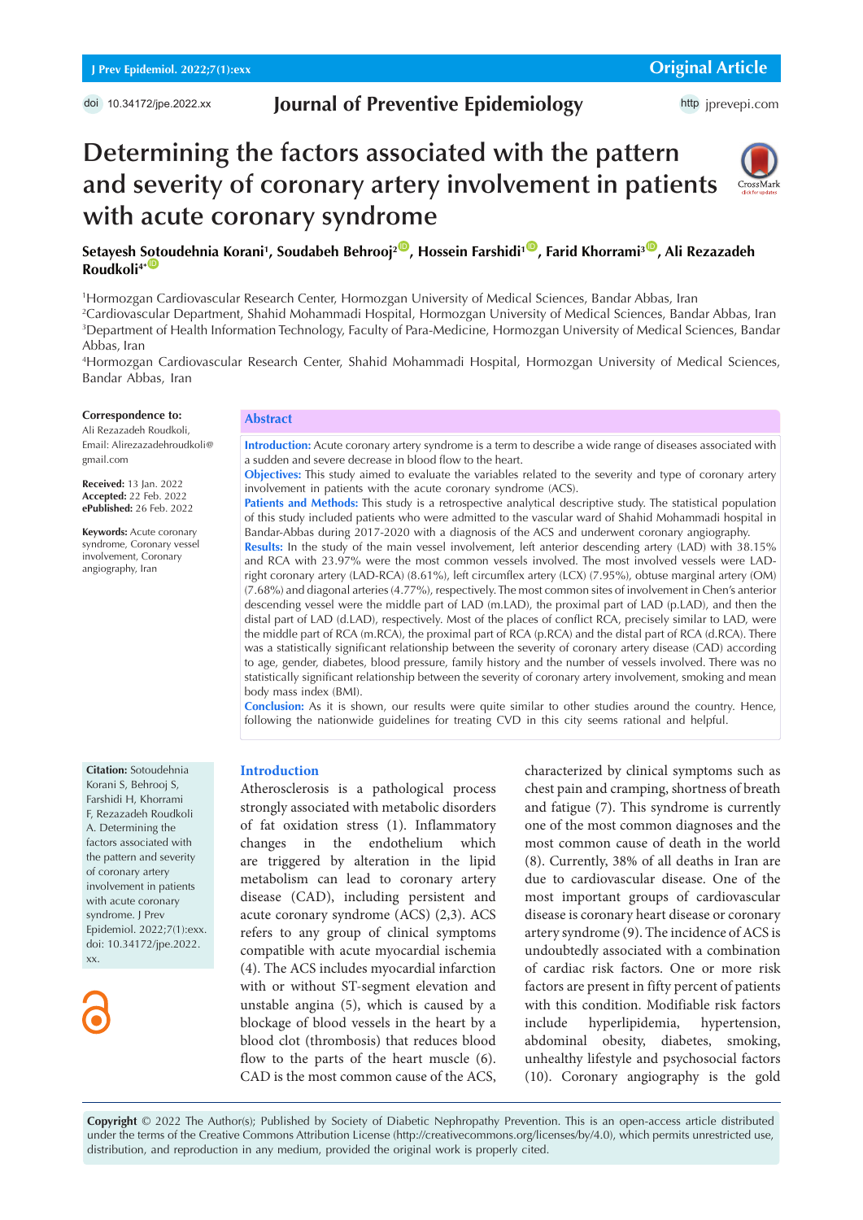# Determining the factors associated with the pattern and severity of coronary artery involvement in patients with acute coronary syndrome

**Setayesh Sotoudehnia Korani[1], Soudabeh Behrooj[2], Hossein Farshidi[1], Farid Khorrami[3], Ali Rezazadeh Roudkoli[4*]**

[1]Hormozgan Cardiovascular Research Center, Hormozgan University of Medical Sciences, Bandar Abbas, Iran
[2]Cardiovascular Department, Shahid Mohammadi Hospital, Hormozgan University of Medical Sciences, Bandar Abbas, Iran
[3]Department of Health Information Technology, Faculty of Para-Medicine, Hormozgan University of Medical Sciences, Bandar Abbas, Iran
[4]Hormozgan Cardiovascular Research Center, Shahid Mohammadi Hospital, Hormozgan University of Medical Sciences, Bandar Abbas, Iran

**Correspondence to:**
Ali Rezazadeh Roudkoli,
Email: Alirezazadehroudkoli@gmail.com

**Received:** 13 Jan. 2022
**Accepted:** 22 Feb. 2022
**ePublished:** 26 Feb. 2022

**Keywords:** Acute coronary syndrome, Coronary vessel involvement, Coronary angiography, Iran

## Abstract

**Introduction:** Acute coronary artery syndrome is a term to describe a wide range of diseases associated with a sudden and severe decrease in blood flow to the heart.

**Objectives:** This study aimed to evaluate the variables related to the severity and type of coronary artery involvement in patients with the acute coronary syndrome (ACS).

**Patients and Methods:** This study is a retrospective analytical descriptive study. The statistical population of this study included patients who were admitted to the vascular ward of Shahid Mohammadi hospital in Bandar-Abbas during 2017-2020 with a diagnosis of the ACS and underwent coronary angiography.

**Results:** In the study of the main vessel involvement, left anterior descending artery (LAD) with 38.15% and RCA with 23.97% were the most common vessels involved. The most involved vessels were LAD-right coronary artery (LAD-RCA) (8.61%), left circumflex artery (LCX) (7.95%), obtuse marginal artery (OM) (7.68%) and diagonal arteries (4.77%), respectively. The most common sites of involvement in Chen's anterior descending vessel were the middle part of LAD (m.LAD), the proximal part of LAD (p.LAD), and then the distal part of LAD (d.LAD), respectively. Most of the places of conflict RCA, precisely similar to LAD, were the middle part of RCA (m.RCA), the proximal part of RCA (p.RCA) and the distal part of RCA (d.RCA). There was a statistically significant relationship between the severity of coronary artery disease (CAD) according to age, gender, diabetes, blood pressure, family history and the number of vessels involved. There was no statistically significant relationship between the severity of coronary artery involvement, smoking and mean body mass index (BMI).

**Conclusion:** As it is shown, our results were quite similar to other studies around the country. Hence, following the nationwide guidelines for treating CVD in this city seems rational and helpful.

**Citation:** Sotoudehnia Korani S, Behrooj S, Farshidi H, Khorrami F, Rezazadeh Roudkoli A. Determining the factors associated with the pattern and severity of coronary artery involvement in patients with acute coronary syndrome. J Prev Epidemiol. 2022;7(1):exx. doi: 10.34172/jpe.2022.xx.

## Introduction

Atherosclerosis is a pathological process strongly associated with metabolic disorders of fat oxidation stress (1). Inflammatory changes in the endothelium which are triggered by alteration in the lipid metabolism can lead to coronary artery disease (CAD), including persistent and acute coronary syndrome (ACS) (2,3). ACS refers to any group of clinical symptoms compatible with acute myocardial ischemia (4). The ACS includes myocardial infarction with or without ST-segment elevation and unstable angina (5), which is caused by a blockage of blood vessels in the heart by a blood clot (thrombosis) that reduces blood flow to the parts of the heart muscle (6). CAD is the most common cause of the ACS, characterized by clinical symptoms such as chest pain and cramping, shortness of breath and fatigue (7). This syndrome is currently one of the most common diagnoses and the most common cause of death in the world (8). Currently, 38% of all deaths in Iran are due to cardiovascular disease. One of the most important groups of cardiovascular disease is coronary heart disease or coronary artery syndrome (9). The incidence of ACS is undoubtedly associated with a combination of cardiac risk factors. One or more risk factors are present in fifty percent of patients with this condition. Modifiable risk factors include hyperlipidemia, hypertension, abdominal obesity, diabetes, smoking, unhealthy lifestyle and psychosocial factors (10). Coronary angiography is the gold

**Copyright** © 2022 The Author(s); Published by Society of Diabetic Nephropathy Prevention. This is an open-access article distributed under the terms of the Creative Commons Attribution License (http://creativecommons.org/licenses/by/4.0), which permits unrestricted use, distribution, and reproduction in any medium, provided the original work is properly cited.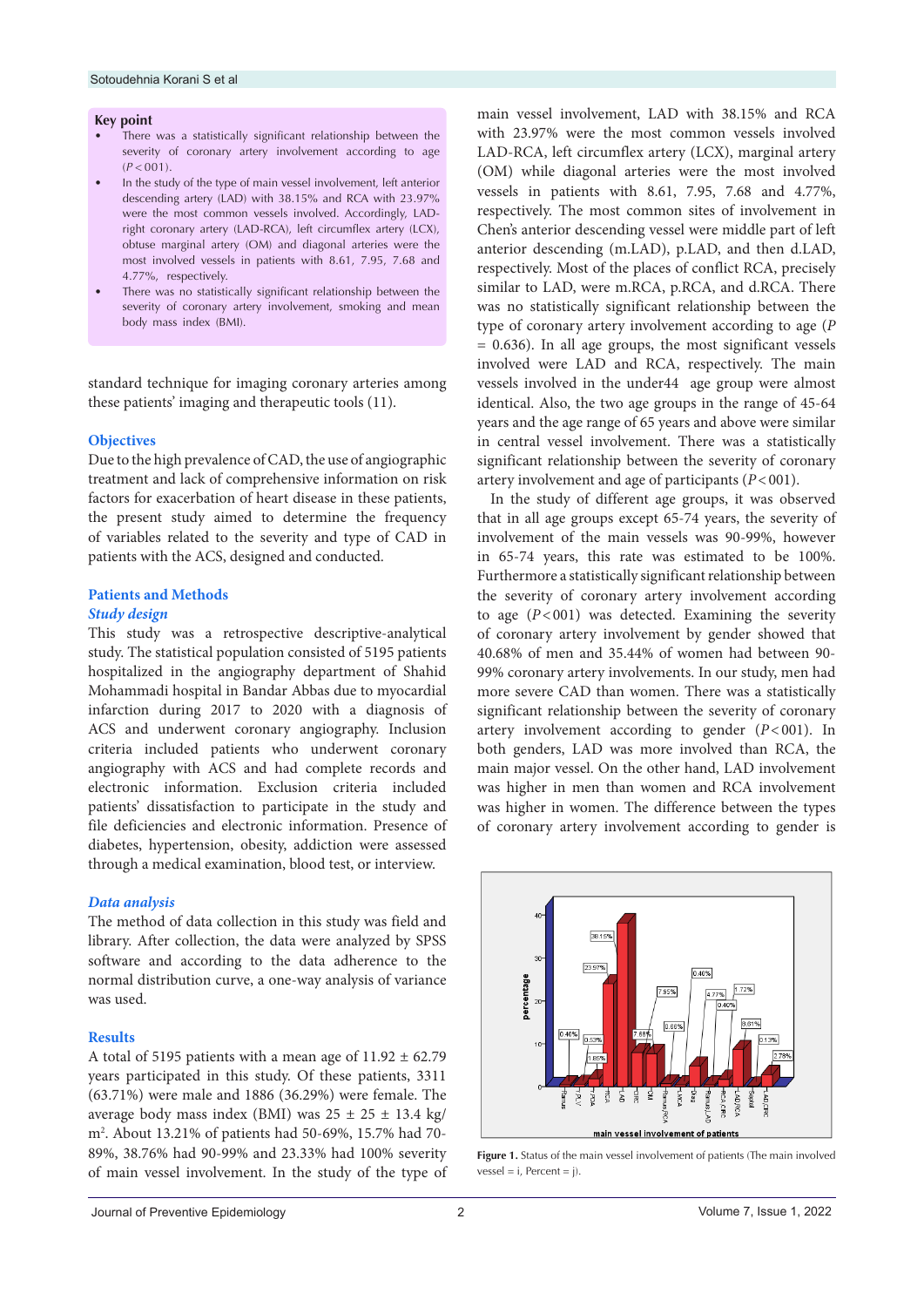**Key point**

- There was a statistically significant relationship between the severity of coronary artery involvement according to age ($P<001$).
- In the study of the type of main vessel involvement, left anterior descending artery (LAD) with 38.15% and RCA with 23.97% were the most common vessels involved. Accordingly, LAD-right coronary artery (LAD-RCA), left circumflex artery (LCX), obtuse marginal artery (OM) and diagonal arteries were the most involved vessels in patients with 8.61, 7.95, 7.68 and 4.77%, respectively.
- There was no statistically significant relationship between the severity of coronary artery involvement, smoking and mean body mass index (BMI).

standard technique for imaging coronary arteries among these patients' imaging and therapeutic tools (11).

## Objectives

Due to the high prevalence of CAD, the use of angiographic treatment and lack of comprehensive information on risk factors for exacerbation of heart disease in these patients, the present study aimed to determine the frequency of variables related to the severity and type of CAD in patients with the ACS, designed and conducted.

## Patients and Methods

### *Study design*

This study was a retrospective descriptive-analytical study. The statistical population consisted of 5195 patients hospitalized in the angiography department of Shahid Mohammadi hospital in Bandar Abbas due to myocardial infarction during 2017 to 2020 with a diagnosis of ACS and underwent coronary angiography. Inclusion criteria included patients who underwent coronary angiography with ACS and had complete records and electronic information. Exclusion criteria included patients' dissatisfaction to participate in the study and file deficiencies and electronic information. Presence of diabetes, hypertension, obesity, addiction were assessed through a medical examination, blood test, or interview.

### *Data analysis*

The method of data collection in this study was field and library. After collection, the data were analyzed by SPSS software and according to the data adherence to the normal distribution curve, a one-way analysis of variance was used.

## Results

A total of 5195 patients with a mean age of 11.92 ± 62.79 years participated in this study. Of these patients, 3311 (63.71%) were male and 1886 (36.29%) were female. The average body mass index (BMI) was 25 ± 25 ± 13.4 kg/m$^2$. About 13.21% of patients had 50-69%, 15.7% had 70-89%, 38.76% had 90-99% and 23.33% had 100% severity of main vessel involvement. In the study of the type of main vessel involvement, LAD with 38.15% and RCA with 23.97% were the most common vessels involved LAD-RCA, left circumflex artery (LCX), marginal artery (OM) while diagonal arteries were the most involved vessels in patients with 8.61, 7.95, 7.68 and 4.77%, respectively. The most common sites of involvement in Chen's anterior descending vessel were middle part of left anterior descending (m.LAD), p.LAD, and then d.LAD, respectively. Most of the places of conflict RCA, precisely similar to LAD, were m.RCA, p.RCA, and d.RCA. There was no statistically significant relationship between the type of coronary artery involvement according to age ($P = 0.636$). In all age groups, the most significant vessels involved were LAD and RCA, respectively. The main vessels involved in the under44 age group were almost identical. Also, the two age groups in the range of 45-64 years and the age range of 65 years and above were similar in central vessel involvement. There was a statistically significant relationship between the severity of coronary artery involvement and age of participants ($P<001$).

In the study of different age groups, it was observed that in all age groups except 65-74 years, the severity of involvement of the main vessels was 90-99%, however in 65-74 years, this rate was estimated to be 100%. Furthermore a statistically significant relationship between the severity of coronary artery involvement according to age ($P<001$) was detected. Examining the severity of coronary artery involvement by gender showed that 40.68% of men and 35.44% of women had between 90-99% coronary artery involvements. In our study, men had more severe CAD than women. There was a statistically significant relationship between the severity of coronary artery involvement according to gender ($P<001$). In both genders, LAD was more involved than RCA, the main major vessel. On the other hand, LAD involvement was higher in men than women and RCA involvement was higher in women. The difference between the types of coronary artery involvement according to gender is

**Figure 1.** Status of the main vessel involvement of patients (The main involved vessel = i, Percent = j).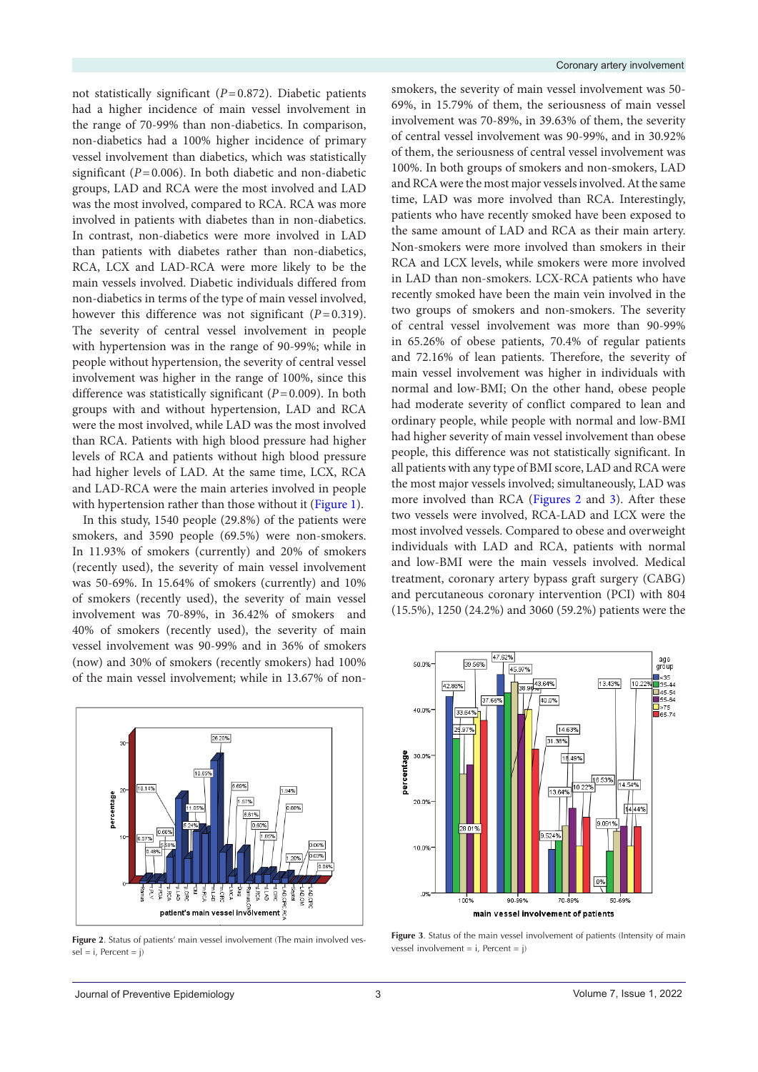not statistically significant ($P=0.872$). Diabetic patients had a higher incidence of main vessel involvement in the range of 70-99% than non-diabetics. In comparison, non-diabetics had a 100% higher incidence of primary vessel involvement than diabetics, which was statistically significant ($P=0.006$). In both diabetic and non-diabetic groups, LAD and RCA were the most involved and LAD was the most involved, compared to RCA. RCA was more involved in patients with diabetes than in non-diabetics. In contrast, non-diabetics were more involved in LAD than patients with diabetes rather than non-diabetics, RCA, LCX and LAD-RCA were more likely to be the main vessels involved. Diabetic individuals differed from non-diabetics in terms of the type of main vessel involved, however this difference was not significant ($P=0.319$). The severity of central vessel involvement in people with hypertension was in the range of 90-99%; while in people without hypertension, the severity of central vessel involvement was higher in the range of 100%, since this difference was statistically significant ($P=0.009$). In both groups with and without hypertension, LAD and RCA were the most involved, while LAD was the most involved than RCA. Patients with high blood pressure had higher levels of RCA and patients without high blood pressure had higher levels of LAD. At the same time, LCX, RCA and LAD-RCA were the main arteries involved in people with hypertension rather than those without it (Figure 1).

In this study, 1540 people (29.8%) of the patients were smokers, and 3590 people (69.5%) were non-smokers. In 11.93% of smokers (currently) and 20% of smokers (recently used), the severity of main vessel involvement was 50-69%. In 15.64% of smokers (currently) and 10% of smokers (recently used), the severity of main vessel involvement was 70-89%, in 36.42% of smokers and 40% of smokers (recently used), the severity of main vessel involvement was 90-99% and in 36% of smokers (now) and 30% of smokers (recently smokers) had 100% of the main vessel involvement; while in 13.67% of non-smokers, the severity of main vessel involvement was 50-69%, in 15.79% of them, the seriousness of main vessel involvement was 70-89%, in 39.63% of them, the severity of central vessel involvement was 90-99%, and in 30.92% of them, the seriousness of central vessel involvement was 100%. In both groups of smokers and non-smokers, LAD and RCA were the most major vessels involved. At the same time, LAD was more involved than RCA. Interestingly, patients who have recently smoked have been exposed to the same amount of LAD and RCA as their main artery. Non-smokers were more involved than smokers in their RCA and LCX levels, while smokers were more involved in LAD than non-smokers. LCX-RCA patients who have recently smoked have been the main vein involved in the two groups of smokers and non-smokers. The severity of central vessel involvement was more than 90-99% in 65.26% of obese patients, 70.4% of regular patients and 72.16% of lean patients. Therefore, the severity of main vessel involvement was higher in individuals with normal and low-BMI; On the other hand, obese people had moderate severity of conflict compared to lean and ordinary people, while people with normal and low-BMI had higher severity of main vessel involvement than obese people, this difference was not statistically significant. In all patients with any type of BMI score, LAD and RCA were the most major vessels involved; simultaneously, LAD was more involved than RCA (Figures 2 and 3). After these two vessels were involved, RCA-LAD and LCX were the most involved vessels. Compared to obese and overweight individuals with LAD and RCA, patients with normal and low-BMI were the main vessels involved. Medical treatment, coronary artery bypass graft surgery (CABG) and percutaneous coronary intervention (PCI) with 804 (15.5%), 1250 (24.2%) and 3060 (59.2%) patients were the

**Figure 2**. Status of patients' main vessel involvement (The main involved vessel = i, Percent = j)

**Figure 3**. Status of the main vessel involvement of patients (Intensity of main vessel involvement = i, Percent = j)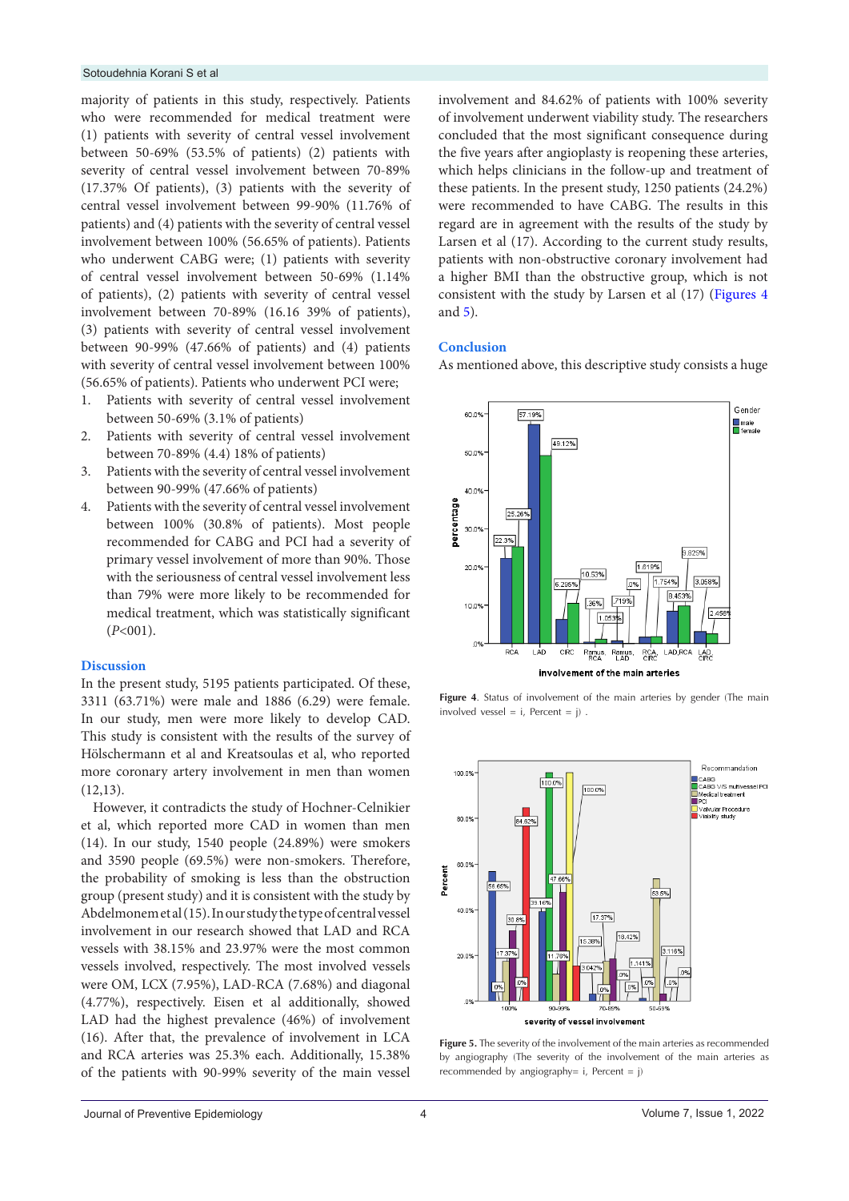majority of patients in this study, respectively. Patients who were recommended for medical treatment were (1) patients with severity of central vessel involvement between 50-69% (53.5% of patients) (2) patients with severity of central vessel involvement between 70-89% (17.37% Of patients), (3) patients with the severity of central vessel involvement between 99-90% (11.76% of patients) and (4) patients with the severity of central vessel involvement between 100% (56.65% of patients). Patients who underwent CABG were; (1) patients with severity of central vessel involvement between 50-69% (1.14% of patients), (2) patients with severity of central vessel involvement between 70-89% (16.16 39% of patients), (3) patients with severity of central vessel involvement between 90-99% (47.66% of patients) and (4) patients with severity of central vessel involvement between 100% (56.65% of patients). Patients who underwent PCI were;

1. Patients with severity of central vessel involvement between 50-69% (3.1% of patients)
2. Patients with severity of central vessel involvement between 70-89% (4.4) 18% of patients)
3. Patients with the severity of central vessel involvement between 90-99% (47.66% of patients)
4. Patients with the severity of central vessel involvement between 100% (30.8% of patients). Most people recommended for CABG and PCI had a severity of primary vessel involvement of more than 90%. Those with the seriousness of central vessel involvement less than 79% were more likely to be recommended for medical treatment, which was statistically significant ($P$<001).

## Discussion

In the present study, 5195 patients participated. Of these, 3311 (63.71%) were male and 1886 (6.29) were female. In our study, men were more likely to develop CAD. This study is consistent with the results of the survey of Hölschermann et al and Kreatsoulas et al, who reported more coronary artery involvement in men than women (12,13).

However, it contradicts the study of Hochner-Celnikier et al, which reported more CAD in women than men (14). In our study, 1540 people (24.89%) were smokers and 3590 people (69.5%) were non-smokers. Therefore, the probability of smoking is less than the obstruction group (present study) and it is consistent with the study by Abdelmonem et al (15). In our study the type of central vessel involvement in our research showed that LAD and RCA vessels with 38.15% and 23.97% were the most common vessels involved, respectively. The most involved vessels were OM, LCX (7.95%), LAD-RCA (7.68%) and diagonal (4.77%), respectively. Eisen et al additionally, showed LAD had the highest prevalence (46%) of involvement (16). After that, the prevalence of involvement in LCA and RCA arteries was 25.3% each. Additionally, 15.38% of the patients with 90-99% severity of the main vessel involvement and 84.62% of patients with 100% severity of involvement underwent viability study. The researchers concluded that the most significant consequence during the five years after angioplasty is reopening these arteries, which helps clinicians in the follow-up and treatment of these patients. In the present study, 1250 patients (24.2%) were recommended to have CABG. The results in this regard are in agreement with the results of the study by Larsen et al (17). According to the current study results, patients with non-obstructive coronary involvement had a higher BMI than the obstructive group, which is not consistent with the study by Larsen et al (17) (Figures 4 and 5).

## Conclusion

As mentioned above, this descriptive study consists a huge

**Figure 4**. Status of involvement of the main arteries by gender (The main involved vessel = i, Percent = j) .

**Figure 5.** The severity of the involvement of the main arteries as recommended by angiography (The severity of the involvement of the main arteries as recommended by angiography= i, Percent = j)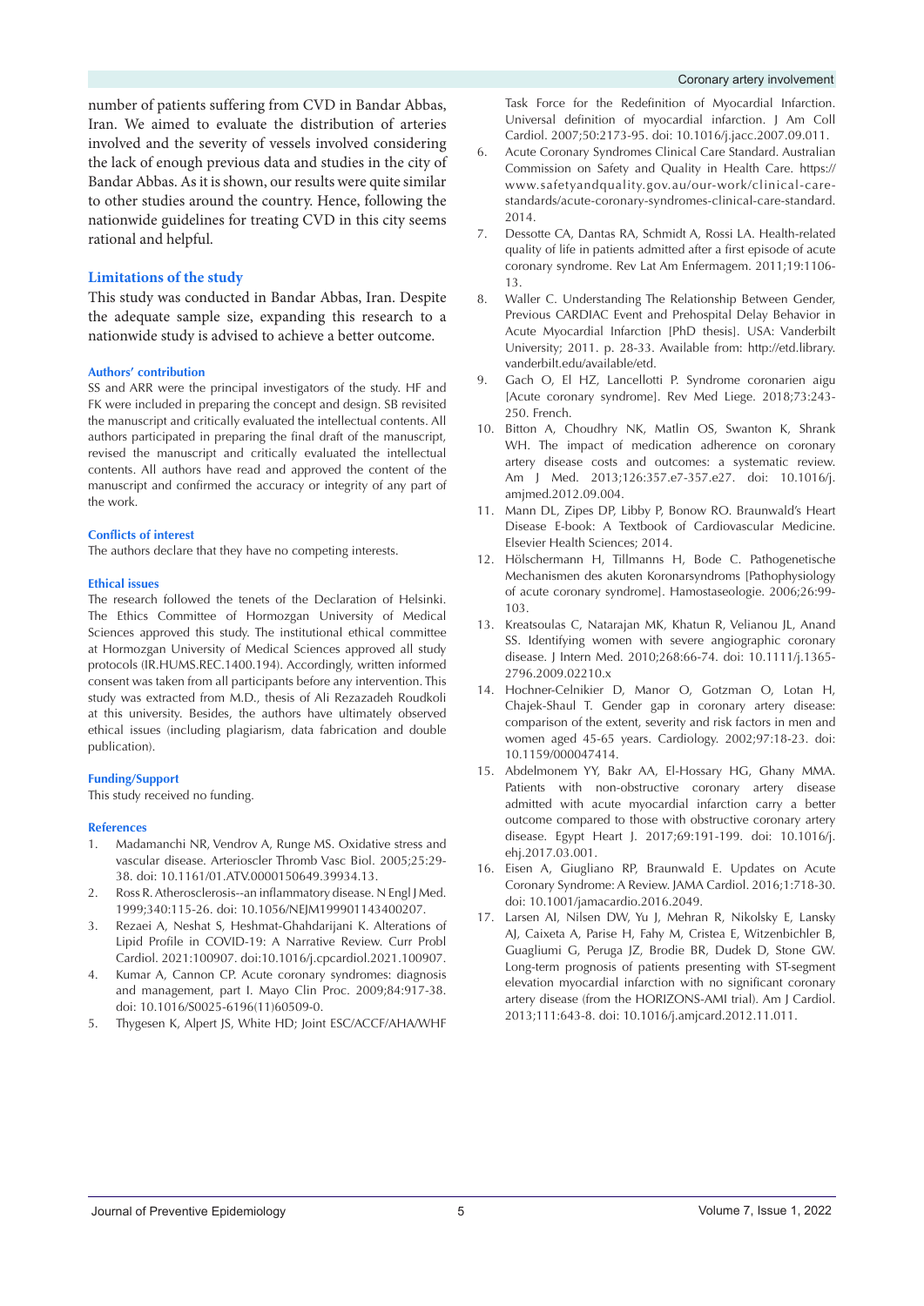number of patients suffering from CVD in Bandar Abbas, Iran. We aimed to evaluate the distribution of arteries involved and the severity of vessels involved considering the lack of enough previous data and studies in the city of Bandar Abbas. As it is shown, our results were quite similar to other studies around the country. Hence, following the nationwide guidelines for treating CVD in this city seems rational and helpful.

## Limitations of the study

This study was conducted in Bandar Abbas, Iran. Despite the adequate sample size, expanding this research to a nationwide study is advised to achieve a better outcome.

### Authors' contribution

SS and ARR were the principal investigators of the study. HF and FK were included in preparing the concept and design. SB revisited the manuscript and critically evaluated the intellectual contents. All authors participated in preparing the final draft of the manuscript, revised the manuscript and critically evaluated the intellectual contents. All authors have read and approved the content of the manuscript and confirmed the accuracy or integrity of any part of the work.

### Conflicts of interest

The authors declare that they have no competing interests.

### Ethical issues

The research followed the tenets of the Declaration of Helsinki. The Ethics Committee of Hormozgan University of Medical Sciences approved this study. The institutional ethical committee at Hormozgan University of Medical Sciences approved all study protocols (IR.HUMS.REC.1400.194). Accordingly, written informed consent was taken from all participants before any intervention. This study was extracted from M.D., thesis of Ali Rezazadeh Roudkoli at this university. Besides, the authors have ultimately observed ethical issues (including plagiarism, data fabrication and double publication).

### Funding/Support

This study received no funding.

### References

1. Madamanchi NR, Vendrov A, Runge MS. Oxidative stress and vascular disease. Arterioscler Thromb Vasc Biol. 2005;25:29-38. doi: 10.1161/01.ATV.0000150649.39934.13.
2. Ross R. Atherosclerosis--an inflammatory disease. N Engl J Med. 1999;340:115-26. doi: 10.1056/NEJM199901143400207.
3. Rezaei A, Neshat S, Heshmat-Ghahdarijani K. Alterations of Lipid Profile in COVID-19: A Narrative Review. Curr Probl Cardiol. 2021:100907. doi:10.1016/j.cpcardiol.2021.100907.
4. Kumar A, Cannon CP. Acute coronary syndromes: diagnosis and management, part I. Mayo Clin Proc. 2009;84:917-38. doi: 10.1016/S0025-6196(11)60509-0.
5. Thygesen K, Alpert JS, White HD; Joint ESC/ACCF/AHA/WHF Task Force for the Redefinition of Myocardial Infarction. Universal definition of myocardial infarction. J Am Coll Cardiol. 2007;50:2173-95. doi: 10.1016/j.jacc.2007.09.011.
6. Acute Coronary Syndromes Clinical Care Standard. Australian Commission on Safety and Quality in Health Care. https://www.safetyandquality.gov.au/our-work/clinical-care-standards/acute-coronary-syndromes-clinical-care-standard. 2014.
7. Dessotte CA, Dantas RA, Schmidt A, Rossi LA. Health-related quality of life in patients admitted after a first episode of acute coronary syndrome. Rev Lat Am Enfermagem. 2011;19:1106-13.
8. Waller C. Understanding The Relationship Between Gender, Previous CARDIAC Event and Prehospital Delay Behavior in Acute Myocardial Infarction [PhD thesis]. USA: Vanderbilt University; 2011. p. 28-33. Available from: http://etd.library.vanderbilt.edu/available/etd.
9. Gach O, El HZ, Lancellotti P. Syndrome coronarien aigu [Acute coronary syndrome]. Rev Med Liege. 2018;73:243-250. French.
10. Bitton A, Choudhry NK, Matlin OS, Swanton K, Shrank WH. The impact of medication adherence on coronary artery disease costs and outcomes: a systematic review. Am J Med. 2013;126:357.e7-357.e27. doi: 10.1016/j.amjmed.2012.09.004.
11. Mann DL, Zipes DP, Libby P, Bonow RO. Braunwald's Heart Disease E-book: A Textbook of Cardiovascular Medicine. Elsevier Health Sciences; 2014.
12. Hölschermann H, Tillmanns H, Bode C. Pathogenetische Mechanismen des akuten Koronarsyndroms [Pathophysiology of acute coronary syndrome]. Hamostaseologie. 2006;26:99-103.
13. Kreatsoulas C, Natarajan MK, Khatun R, Velianou JL, Anand SS. Identifying women with severe angiographic coronary disease. J Intern Med. 2010;268:66-74. doi: 10.1111/j.1365-2796.2009.02210.x
14. Hochner-Celnikier D, Manor O, Gotzman O, Lotan H, Chajek-Shaul T. Gender gap in coronary artery disease: comparison of the extent, severity and risk factors in men and women aged 45-65 years. Cardiology. 2002;97:18-23. doi: 10.1159/000047414.
15. Abdelmonem YY, Bakr AA, El-Hossary HG, Ghany MMA. Patients with non-obstructive coronary artery disease admitted with acute myocardial infarction carry a better outcome compared to those with obstructive coronary artery disease. Egypt Heart J. 2017;69:191-199. doi: 10.1016/j.ehj.2017.03.001.
16. Eisen A, Giugliano RP, Braunwald E. Updates on Acute Coronary Syndrome: A Review. JAMA Cardiol. 2016;1:718-30. doi: 10.1001/jamacardio.2016.2049.
17. Larsen AI, Nilsen DW, Yu J, Mehran R, Nikolsky E, Lansky AJ, Caixeta A, Parise H, Fahy M, Cristea E, Witzenbichler B, Guagliumi G, Peruga JZ, Brodie BR, Dudek D, Stone GW. Long-term prognosis of patients presenting with ST-segment elevation myocardial infarction with no significant coronary artery disease (from the HORIZONS-AMI trial). Am J Cardiol. 2013;111:643-8. doi: 10.1016/j.amjcard.2012.11.011.